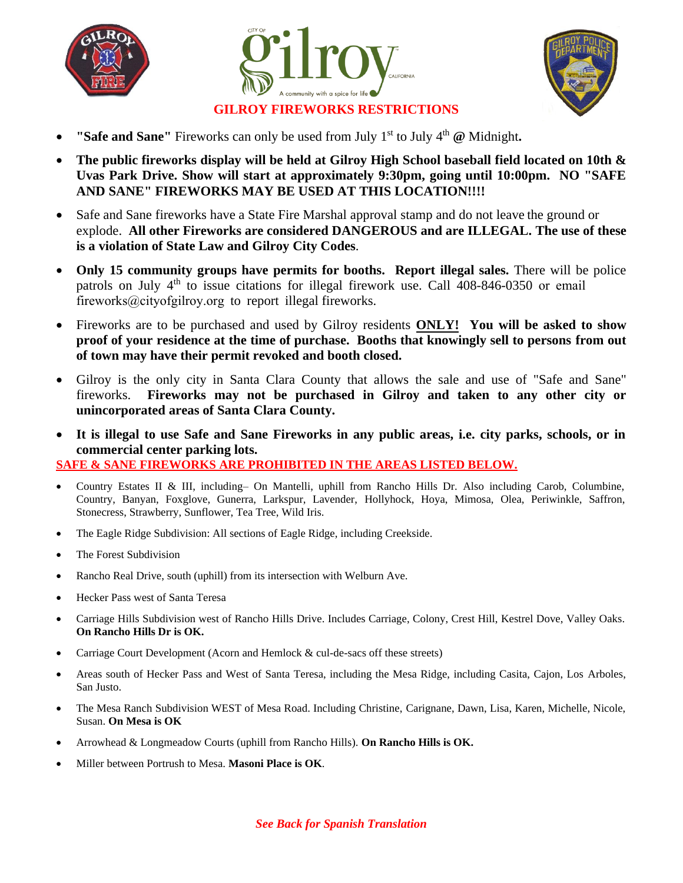# GILROY FIREWORKS RESTRICTIONS

- **"Safe and Sane"** Fireworks can only be used from July 1st to July 4th **@** Midnight**.**
- **The public fireworks display will be held at Gilroy High School baseball field located on 10th & Uvas Park Drive. Show will start at approximately 9:30pm, going until 10:00pm. NO "SAFE AND SANE" FIREWORKS MAY BE USED AT THIS LOCATION!!!!**
- Safe and Sane fireworks have a State Fire Marshal approval stamp and do not leave the ground or explode. **All other Fireworks are considered DANGEROUS and are ILLEGAL. The use of these is a violation of State Law and Gilroy City Codes**.
- **Only 15 community groups have permits for booths. Report illegal sales.** There will be police patrols on July 4th to issue citations for illegal firework use. Call 408-846-0350 or email fireworks@cityofgilroy.org to report illegal fireworks.
- Fireworks are to be purchased and used by Gilroy residents **ONLY! You will be asked to show proof of your residence at the time of purchase. Booths that knowingly sell to persons from out of town may have their permit revoked and booth closed.**
- Gilroy is the only city in Santa Clara County that allows the sale and use of "Safe and Sane" fireworks. **Fireworks may not be purchased in Gilroy and taken to any other city or unincorporated areas of Santa Clara County.**
- **It is illegal to use Safe and Sane Fireworks in any public areas, i.e. city parks, schools, or in commercial center parking lots.**

**SAFE & SANE FIREWORKS ARE PROHIBITED IN THE AREAS LISTED BELOW.**

- Country Estates II & III, including– On Mantelli, uphill from Rancho Hills Dr. Also including Carob, Columbine, Country, Banyan, Foxglove, Gunerra, Larkspur, Lavender, Hollyhock, Hoya, Mimosa, Olea, Periwinkle, Saffron, Stonecress, Strawberry, Sunflower, Tea Tree, Wild Iris.
- The Eagle Ridge Subdivision: All sections of Eagle Ridge, including Creekside.
- The Forest Subdivision
- Rancho Real Drive, south (uphill) from its intersection with Welburn Ave.
- Hecker Pass west of Santa Teresa
- Carriage Hills Subdivision west of Rancho Hills Drive. Includes Carriage, Colony, Crest Hill, Kestrel Dove, Valley Oaks. **On Rancho Hills Dr is OK.**
- Carriage Court Development (Acorn and Hemlock & cul-de-sacs off these streets)
- Areas south of Hecker Pass and West of Santa Teresa, including the Mesa Ridge, including Casita, Cajon, Los Arboles, San Justo.
- The Mesa Ranch Subdivision WEST of Mesa Road. Including Christine, Carignane, Dawn, Lisa, Karen, Michelle, Nicole, Susan. **On Mesa is OK**
- Arrowhead & Longmeadow Courts (uphill from Rancho Hills). **On Rancho Hills is OK.**
- Miller between Portrush to Mesa. **Masoni Place is OK**.

***See Back for Spanish Translation***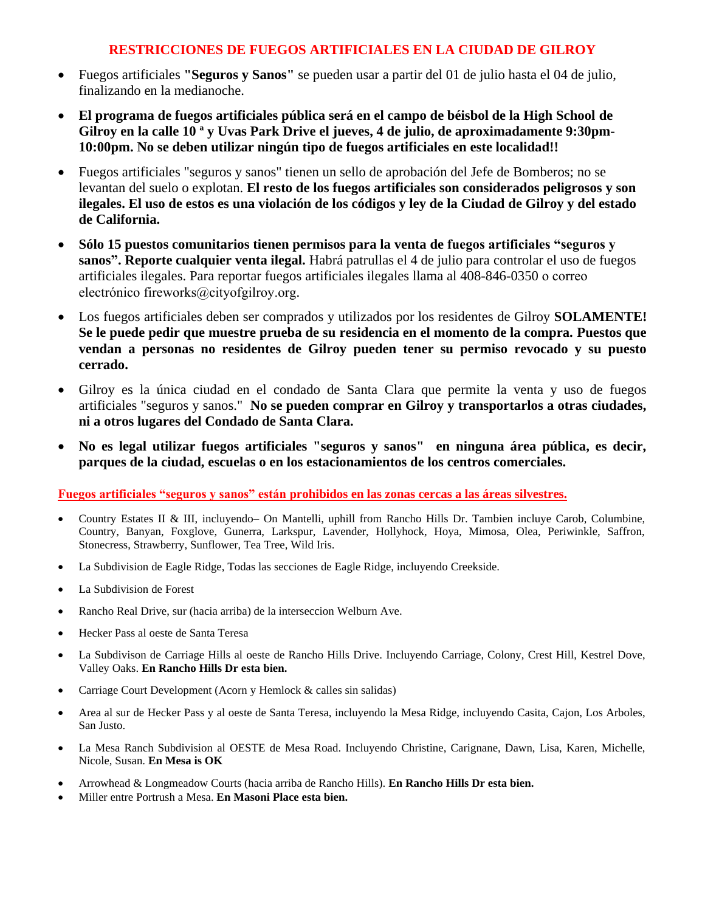# RESTRICCIONES DE FUEGOS ARTIFICIALES EN LA CIUDAD DE GILROY

- Fuegos artificiales **"Seguros y Sanos"** se pueden usar a partir del 01 de julio hasta el 04 de julio, finalizando en la medianoche.
- **El programa de fuegos artificiales pública será en el campo de béisbol de la High School de Gilroy en la calle 10 ª y Uvas Park Drive el jueves, 4 de julio, de aproximadamente 9:30pm-10:00pm. No se deben utilizar ningún tipo de fuegos artificiales en este localidad!!**
- Fuegos artificiales "seguros y sanos" tienen un sello de aprobación del Jefe de Bomberos; no se levantan del suelo o explotan. **El resto de los fuegos artificiales son considerados peligrosos y son ilegales. El uso de estos es una violación de los códigos y ley de la Ciudad de Gilroy y del estado de California.**
- **Sólo 15 puestos comunitarios tienen permisos para la venta de fuegos artificiales "seguros y sanos". Reporte cualquier venta ilegal.** Habrá patrullas el 4 de julio para controlar el uso de fuegos artificiales ilegales. Para reportar fuegos artificiales ilegales llama al 408-846-0350 o correo electrónico fireworks@cityofgilroy.org.
- Los fuegos artificiales deben ser comprados y utilizados por los residentes de Gilroy **SOLAMENTE! Se le puede pedir que muestre prueba de su residencia en el momento de la compra. Puestos que vendan a personas no residentes de Gilroy pueden tener su permiso revocado y su puesto cerrado.**
- Gilroy es la única ciudad en el condado de Santa Clara que permite la venta y uso de fuegos artificiales "seguros y sanos." **No se pueden comprar en Gilroy y transportarlos a otras ciudades, ni a otros lugares del Condado de Santa Clara.**
- **No es legal utilizar fuegos artificiales "seguros y sanos" en ninguna área pública, es decir, parques de la ciudad, escuelas o en los estacionamientos de los centros comerciales.**

**Fuegos artificiales "seguros y sanos" están prohibidos en las zonas cercas a las áreas silvestres.**

- Country Estates II & III, incluyendo– On Mantelli, uphill from Rancho Hills Dr. Tambien incluye Carob, Columbine, Country, Banyan, Foxglove, Gunerra, Larkspur, Lavender, Hollyhock, Hoya, Mimosa, Olea, Periwinkle, Saffron, Stonecress, Strawberry, Sunflower, Tea Tree, Wild Iris.
- La Subdivision de Eagle Ridge, Todas las secciones de Eagle Ridge, incluyendo Creekside.
- La Subdivision de Forest
- Rancho Real Drive, sur (hacia arriba) de la interseccion Welburn Ave.
- Hecker Pass al oeste de Santa Teresa
- La Subdivison de Carriage Hills al oeste de Rancho Hills Drive. Incluyendo Carriage, Colony, Crest Hill, Kestrel Dove, Valley Oaks. **En Rancho Hills Dr esta bien.**
- Carriage Court Development (Acorn y Hemlock & calles sin salidas)
- Area al sur de Hecker Pass y al oeste de Santa Teresa, incluyendo la Mesa Ridge, incluyendo Casita, Cajon, Los Arboles, San Justo.
- La Mesa Ranch Subdivision al OESTE de Mesa Road. Incluyendo Christine, Carignane, Dawn, Lisa, Karen, Michelle, Nicole, Susan. **En Mesa is OK**
- Arrowhead & Longmeadow Courts (hacia arriba de Rancho Hills). **En Rancho Hills Dr esta bien.**
- Miller entre Portrush a Mesa. **En Masoni Place esta bien.**